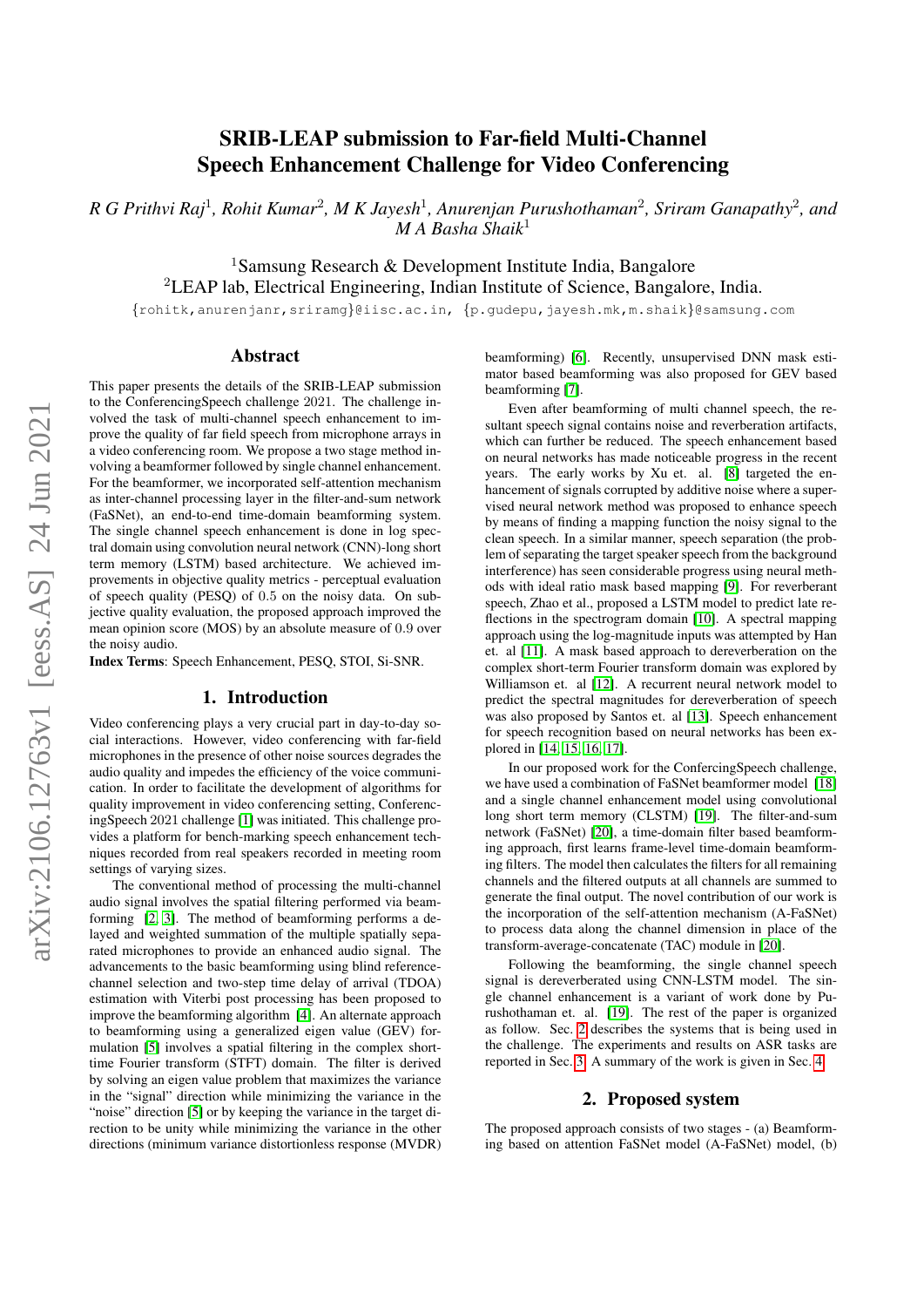# SRIB-LEAP submission to Far-field Multi-Channel Speech Enhancement Challenge for Video Conferencing

*R G Prithvi Raj*[1], *Rohit Kumar*[2], *M K Jayesh*[1], *Anurenjan Purushothaman*[2], *Sriram Ganapathy*[2], *and M A Basha Shaik*[1]

[1]Samsung Research & Development Institute India, Bangalore
[2]LEAP lab, Electrical Engineering, Indian Institute of Science, Bangalore, India.

{rohitk,anurenjanr,sriramg}@iisc.ac.in, {p.gudepu,jayesh.mk,m.shaik}@samsung.com

## Abstract

This paper presents the details of the SRIB-LEAP submission to the ConferencingSpeech challenge 2021. The challenge involved the task of multi-channel speech enhancement to improve the quality of far field speech from microphone arrays in a video conferencing room. We propose a two stage method involving a beamformer followed by single channel enhancement. For the beamformer, we incorporated self-attention mechanism as inter-channel processing layer in the filter-and-sum network (FaSNet), an end-to-end time-domain beamforming system. The single channel speech enhancement is done in log spectral domain using convolution neural network (CNN)-long short term memory (LSTM) based architecture. We achieved improvements in objective quality metrics - perceptual evaluation of speech quality (PESQ) of 0.5 on the noisy data. On subjective quality evaluation, the proposed approach improved the mean opinion score (MOS) by an absolute measure of 0.9 over the noisy audio.

**Index Terms**: Speech Enhancement, PESQ, STOI, Si-SNR.

## 1. Introduction

Video conferencing plays a very crucial part in day-to-day social interactions. However, video conferencing with far-field microphones in the presence of other noise sources degrades the audio quality and impedes the efficiency of the voice communication. In order to facilitate the development of algorithms for quality improvement in video conferencing setting, ConferencingSpeech 2021 challenge [1] was initiated. This challenge provides a platform for bench-marking speech enhancement techniques recorded from real speakers recorded in meeting room settings of varying sizes.

The conventional method of processing the multi-channel audio signal involves the spatial filtering performed via beamforming [2, 3]. The method of beamforming performs a delayed and weighted summation of the multiple spatially separated microphones to provide an enhanced audio signal. The advancements to the basic beamforming using blind reference-channel selection and two-step time delay of arrival (TDOA) estimation with Viterbi post processing has been proposed to improve the beamforming algorithm [4]. An alternate approach to beamforming using a generalized eigen value (GEV) formulation [5] involves a spatial filtering in the complex short-time Fourier transform (STFT) domain. The filter is derived by solving an eigen value problem that maximizes the variance in the "signal" direction while minimizing the variance in the "noise" direction [5] or by keeping the variance in the target direction to be unity while minimizing the variance in the other directions (minimum variance distortionless response (MVDR) beamforming) [6]. Recently, unsupervised DNN mask estimator based beamforming was also proposed for GEV based beamforming [7].

Even after beamforming of multi channel speech, the resultant speech signal contains noise and reverberation artifacts, which can further be reduced. The speech enhancement based on neural networks has made noticeable progress in the recent years. The early works by Xu et. al. [8] targeted the enhancement of signals corrupted by additive noise where a supervised neural network method was proposed to enhance speech by means of finding a mapping function the noisy signal to the clean speech. In a similar manner, speech separation (the problem of separating the target speaker speech from the background interference) has seen considerable progress using neural methods with ideal ratio mask based mapping [9]. For reverberant speech, Zhao et al., proposed a LSTM model to predict late reflections in the spectrogram domain [10]. A spectral mapping approach using the log-magnitude inputs was attempted by Han et. al [11]. A mask based approach to dereverberation on the complex short-term Fourier transform domain was explored by Williamson et. al [12]. A recurrent neural network model to predict the spectral magnitudes for dereverberation of speech was also proposed by Santos et. al [13]. Speech enhancement for speech recognition based on neural networks has been explored in [14, 15, 16, 17].

In our proposed work for the ConfercingSpeech challenge, we have used a combination of FaSNet beamformer model [18] and a single channel enhancement model using convolutional long short term memory (CLSTM) [19]. The filter-and-sum network (FaSNet) [20], a time-domain filter based beamforming approach, first learns frame-level time-domain beamforming filters. The model then calculates the filters for all remaining channels and the filtered outputs at all channels are summed to generate the final output. The novel contribution of our work is the incorporation of the self-attention mechanism (A-FaSNet) to process data along the channel dimension in place of the transform-average-concatenate (TAC) module in [20].

Following the beamforming, the single channel speech signal is dereverberated using CNN-LSTM model. The single channel enhancement is a variant of work done by Purushothaman et. al. [19]. The rest of the paper is organized as follow. Sec. 2 describes the systems that is being used in the challenge. The experiments and results on ASR tasks are reported in Sec. 3. A summary of the work is given in Sec. 4.

## 2. Proposed system

The proposed approach consists of two stages - (a) Beamforming based on attention FaSNet model (A-FaSNet) model, (b)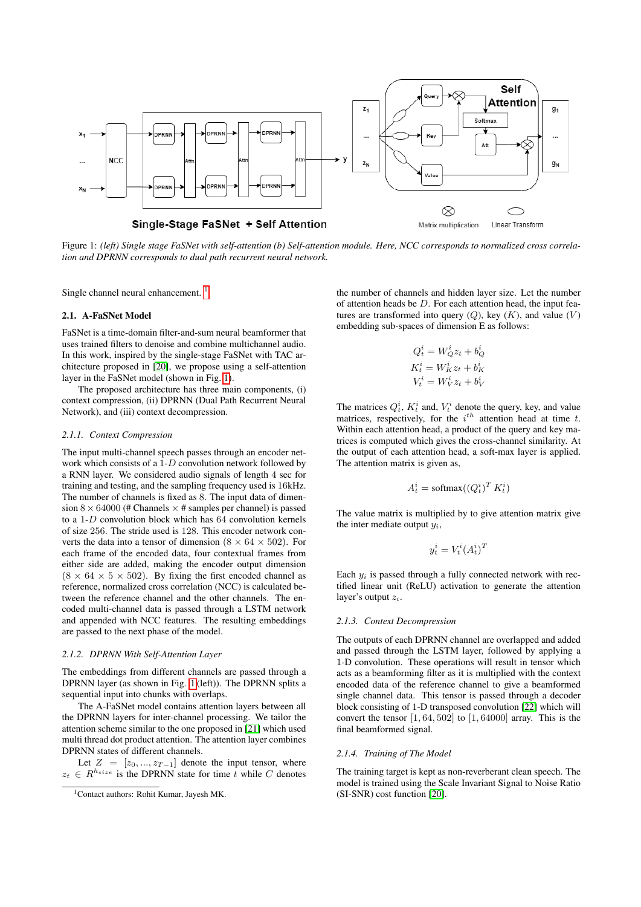Figure 1: *(left) Single stage FaSNet with self-attention (b) Self-attention module. Here, NCC corresponds to normalized cross correlation and DPRNN corresponds to dual path recurrent neural network.*

Single channel neural enhancement. [1]

### 2.1. A-FaSNet Model

FaSNet is a time-domain filter-and-sum neural beamformer that uses trained filters to denoise and combine multichannel audio. In this work, inspired by the single-stage FaSNet with TAC architecture proposed in [20], we propose using a self-attention layer in the FaSNet model (shown in Fig. 1).

The proposed architecture has three main components, (i) context compression, (ii) DPRNN (Dual Path Recurrent Neural Network), and (iii) context decompression.

#### *2.1.1. Context Compression*

The input multi-channel speech passes through an encoder network which consists of a 1-$D$ convolution network followed by a RNN layer. We considered audio signals of length 4 sec for training and testing, and the sampling frequency used is 16kHz. The number of channels is fixed as 8. The input data of dimension $8 \times 64000$ (# Channels $\times$ # samples per channel) is passed to a 1-$D$ convolution block which has 64 convolution kernels of size 256. The stride used is 128. This encoder network converts the data into a tensor of dimension $(8 \times 64 \times 502)$. For each frame of the encoded data, four contextual frames from either side are added, making the encoder output dimension $(8 \times 64 \times 5 \times 502)$. By fixing the first encoded channel as reference, normalized cross correlation (NCC) is calculated between the reference channel and the other channels. The encoded multi-channel data is passed through a LSTM network and appended with NCC features. The resulting embeddings are passed to the next phase of the model.

#### *2.1.2. DPRNN With Self-Attention Layer*

The embeddings from different channels are passed through a DPRNN layer (as shown in Fig. 1(left)). The DPRNN splits a sequential input into chunks with overlaps.

The A-FaSNet model contains attention layers between all the DPRNN layers for inter-channel processing. We tailor the attention scheme similar to the one proposed in [21] which used multi thread dot product attention. The attention layer combines DPRNN states of different channels.

Let $Z = [z_0, ..., z_{T-1}]$ denote the input tensor, where $z_t \in R^{h_{size}}$ is the DPRNN state for time $t$ while $C$ denotes the number of channels and hidden layer size. Let the number of attention heads be $D$. For each attention head, the input features are transformed into query $(Q)$, key $(K)$, and value $(V)$ embedding sub-spaces of dimension E as follows:

$$
\begin{aligned}
Q_t^i &= W_Q^i z_t + b_Q^i \\
K_t^i &= W_K^i z_t + b_K^i \\
V_t^i &= W_V^i z_t + b_V^i
\end{aligned}
$$

The matrices $Q_t^i$, $K_t^i$ and, $V_t^i$ denote the query, key, and value matrices, respectively, for the $i^{th}$ attention head at time $t$. Within each attention head, a product of the query and key matrices is computed which gives the cross-channel similarity. At the output of each attention head, a soft-max layer is applied. The attention matrix is given as,

$$
A_t^i = \text{softmax}((Q_t^i)^T \, K_t^i)
$$

The value matrix is multiplied by to give attention matrix give the inter mediate output $y_i$,

$$
y_t^i = V_t^i (A_t^i)^T
$$

Each $y_i$ is passed through a fully connected network with rectified linear unit (ReLU) activation to generate the attention layer's output $z_i$.

#### *2.1.3. Context Decompression*

The outputs of each DPRNN channel are overlapped and added and passed through the LSTM layer, followed by applying a 1-D convolution. These operations will result in tensor which acts as a beamforming filter as it is multiplied with the context encoded data of the reference channel to give a beamformed single channel data. This tensor is passed through a decoder block consisting of 1-D transposed convolution [22] which will convert the tensor $[1, 64, 502]$ to $[1, 64000]$ array. This is the final beamformed signal.

#### *2.1.4. Training of The Model*

The training target is kept as non-reverberant clean speech. The model is trained using the Scale Invariant Signal to Noise Ratio (SI-SNR) cost function [20].

[1] Contact authors: Rohit Kumar, Jayesh MK.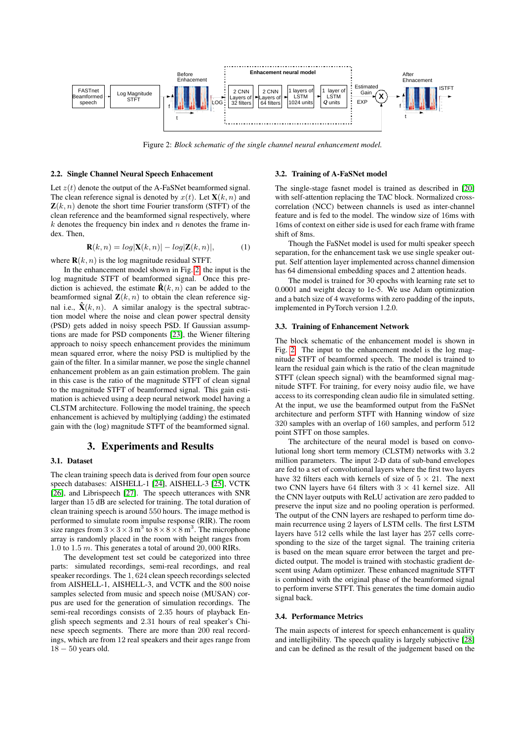Figure 2: *Block schematic of the single channel neural enhancement model.*

### 2.2. Single Channel Neural Speech Enhacement

Let $z(t)$ denote the output of the A-FaSNet beamformed signal. The clean reference signal is denoted by $x(t)$. Let $\mathbf{X}(k, n)$ and $\mathbf{Z}(k, n)$ denote the short time Fourier transform (STFT) of the clean reference and the beamformed signal respectively, where $k$ denotes the frequency bin index and $n$ denotes the frame index. Then,

$$\mathbf{R}(k, n) = log|\mathbf{X}(k, n)| - log|\mathbf{Z}(k, n)|, \tag{1}$$

where $\mathbf{R}(k, n)$ is the log magnitude residual STFT.

In the enhancement model shown in Fig. 2, the input is the log magnitude STFT of beamformed signal. Once this prediction is achieved, the estimate $\hat{\mathbf{R}}(k, n)$ can be added to the beamformed signal $\mathbf{Z}(k, n)$ to obtain the clean reference signal i.e., $\hat{\mathbf{X}}(k, n)$. A similar analogy is the spectral subtraction model where the noise and clean power spectral density (PSD) gets added in noisy speech PSD. If Gaussian assumptions are made for PSD components [23], the Wiener filtering approach to noisy speech enhancement provides the minimum mean squared error, where the noisy PSD is multiplied by the gain of the filter. In a similar manner, we pose the single channel enhancement problem as an gain estimation problem. The gain in this case is the ratio of the magnitude STFT of clean signal to the magnitude STFT of beamformed signal. This gain estimation is achieved using a deep neural network model having a CLSTM architecture. Following the model training, the speech enhancement is achieved by multiplying (adding) the estimated gain with the (log) magnitude STFT of the beamformed signal.

## 3. Experiments and Results

### 3.1. Dataset

The clean training speech data is derived from four open source speech databases: AISHELL-1 [24], AISHELL-3 [25], VCTK [26], and Librispeech [27]. The speech utterances with SNR larger than 15 dB are selected for training. The total duration of clean training speech is around 550 hours. The image method is performed to simulate room impulse response (RIR). The room size ranges from $3 \times 3 \times 3\,\mathrm{m}^3$ to $8 \times 8 \times 8\,\mathrm{m}^3$. The microphone array is randomly placed in the room with height ranges from $1.0$ to $1.5$ $m$. This generates a total of around $20,000$ RIRs.

The development test set could be categorized into three parts: simulated recordings, semi-real recordings, and real speaker recordings. The $1,624$ clean speech recordings selected from AISHELL-1, AISHELL-3, and VCTK and the 800 noise samples selected from music and speech noise (MUSAN) corpus are used for the generation of simulation recordings. The semi-real recordings consists of $2.35$ hours of playback English speech segments and $2.31$ hours of real speaker's Chinese speech segments. There are more than 200 real recordings, which are from 12 real speakers and their ages range from $18 - 50$ years old.

### 3.2. Training of A-FaSNet model

The single-stage fasnet model is trained as described in [20] with self-attention replacing the TAC block. Normalized cross-correlation (NCC) between channels is used as inter-channel feature and is fed to the model. The window size of 16ms with 16ms of context on either side is used for each frame with frame shift of 8ms.

Though the FaSNet model is used for multi speaker speech separation, for the enhancement task we use single speaker output. Self attention layer implemented across channel dimension has 64 dimensional embedding spaces and 2 attention heads.

The model is trained for 30 epochs with learning rate set to 0.0001 and weight decay to 1e-5. We use Adam optimization and a batch size of 4 waveforms with zero padding of the inputs, implemented in PyTorch version 1.2.0.

### 3.3. Training of Enhancement Network

The block schematic of the enhancement model is shown in Fig. 2. The input to the enhancement model is the log magnitude STFT of beamformed speech. The model is trained to learn the residual gain which is the ratio of the clean magnitude STFT (clean speech signal) with the beamformed signal magnitude STFT. For training, for every noisy audio file, we have access to its corresponding clean audio file in simulated setting. At the input, we use the beamformed output from the FaSNet architecture and perform STFT with Hanning window of size 320 samples with an overlap of 160 samples, and perform 512 point STFT on those samples.

The architecture of the neural model is based on convolutional long short term memory (CLSTM) networks with 3.2 million parameters. The input 2-D data of sub-band envelopes are fed to a set of convolutional layers where the first two layers have 32 filters each with kernels of size of $5 \times 21$. The next two CNN layers have 64 filters with $3 \times 41$ kernel size. All the CNN layer outputs with ReLU activation are zero padded to preserve the input size and no pooling operation is performed. The output of the CNN layers are reshaped to perform time domain recurrence using 2 layers of LSTM cells. The first LSTM layers have 512 cells while the last layer has 257 cells corresponding to the size of the target signal. The training criteria is based on the mean square error between the target and predicted output. The model is trained with stochastic gradient descent using Adam optimizer. These enhanced magnitude STFT is combined with the original phase of the beamformed signal to perform inverse STFT. This generates the time domain audio signal back.

### 3.4. Performance Metrics

The main aspects of interest for speech enhancement is quality and intelligibility. The speech quality is largely subjective [28] and can be defined as the result of the judgement based on the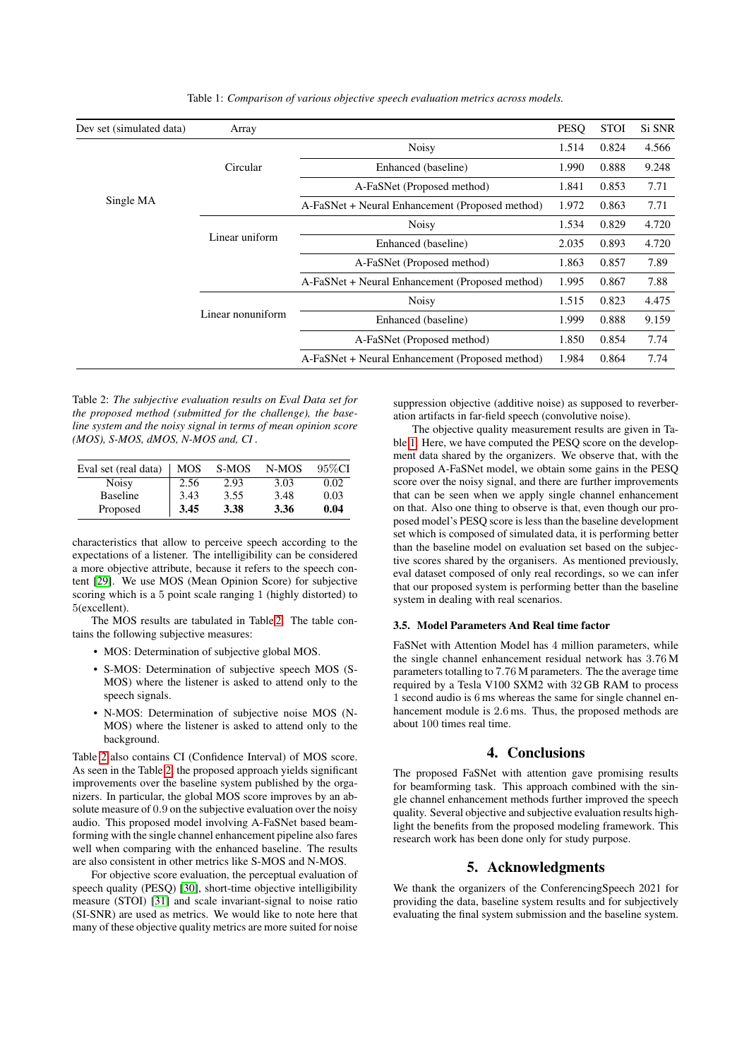Table 1: *Comparison of various objective speech evaluation metrics across models.*

| Dev set (simulated data) | Array | | PESQ | STOI | Si SNR |
|---|---|---|---|---|---|
| Single MA | Circular | Noisy | 1.514 | 0.824 | 4.566 |
| | | Enhanced (baseline) | 1.990 | 0.888 | 9.248 |
| | | A-FaSNet (Proposed method) | 1.841 | 0.853 | 7.71 |
| | | A-FaSNet + Neural Enhancement (Proposed method) | 1.972 | 0.863 | 7.71 |
| | Linear uniform | Noisy | 1.534 | 0.829 | 4.720 |
| | | Enhanced (baseline) | 2.035 | 0.893 | 4.720 |
| | | A-FaSNet (Proposed method) | 1.863 | 0.857 | 7.89 |
| | | A-FaSNet + Neural Enhancement (Proposed method) | 1.995 | 0.867 | 7.88 |
| | Linear nonuniform | Noisy | 1.515 | 0.823 | 4.475 |
| | | Enhanced (baseline) | 1.999 | 0.888 | 9.159 |
| | | A-FaSNet (Proposed method) | 1.850 | 0.854 | 7.74 |
| | | A-FaSNet + Neural Enhancement (Proposed method) | 1.984 | 0.864 | 7.74 |

Table 2: *The subjective evaluation results on Eval Data set for the proposed method (submitted for the challenge), the baseline system and the noisy signal in terms of mean opinion score (MOS), S-MOS, dMOS, N-MOS and, CI .*

| Eval set (real data) | MOS | S-MOS | N-MOS | 95%CI |
|---|---|---|---|---|
| Noisy | 2.56 | 2.93 | 3.03 | 0.02 |
| Baseline | 3.43 | 3.55 | 3.48 | 0.03 |
| Proposed | **3.45** | **3.38** | **3.36** | **0.04** |

characteristics that allow to perceive speech according to the expectations of a listener. The intelligibility can be considered a more objective attribute, because it refers to the speech content [29]. We use MOS (Mean Opinion Score) for subjective scoring which is a 5 point scale ranging 1 (highly distorted) to 5(excellent).

The MOS results are tabulated in Table 2. The table contains the following subjective measures:

- MOS: Determination of subjective global MOS.
- S-MOS: Determination of subjective speech MOS (S-MOS) where the listener is asked to attend only to the speech signals.
- N-MOS: Determination of subjective noise MOS (N-MOS) where the listener is asked to attend only to the background.

Table 2 also contains CI (Confidence Interval) of MOS score. As seen in the Table 2, the proposed approach yields significant improvements over the baseline system published by the organizers. In particular, the global MOS score improves by an absolute measure of 0.9 on the subjective evaluation over the noisy audio. This proposed model involving A-FaSNet based beamforming with the single channel enhancement pipeline also fares well when comparing with the enhanced baseline. The results are also consistent in other metrics like S-MOS and N-MOS.

For objective score evaluation, the perceptual evaluation of speech quality (PESQ) [30], short-time objective intelligibility measure (STOI) [31] and scale invariant-signal to noise ratio (SI-SNR) are used as metrics. We would like to note here that many of these objective quality metrics are more suited for noise suppression objective (additive noise) as supposed to reverberation artifacts in far-field speech (convolutive noise).

The objective quality measurement results are given in Table 1. Here, we have computed the PESQ score on the development data shared by the organizers. We observe that, with the proposed A-FaSNet model, we obtain some gains in the PESQ score over the noisy signal, and there are further improvements that can be seen when we apply single channel enhancement on that. Also one thing to observe is that, even though our proposed model's PESQ score is less than the baseline development set which is composed of simulated data, it is performing better than the baseline model on evaluation set based on the subjective scores shared by the organisers. As mentioned previously, eval dataset composed of only real recordings, so we can infer that our proposed system is performing better than the baseline system in dealing with real scenarios.

### 3.5. Model Parameters And Real time factor

FaSNet with Attention Model has 4 million parameters, while the single channel enhancement residual network has 3.76 M parameters totalling to 7.76 M parameters. The the average time required by a Tesla V100 SXM2 with 32 GB RAM to process 1 second audio is 6 ms whereas the same for single channel enhancement module is 2.6 ms. Thus, the proposed methods are about 100 times real time.

## 4. Conclusions

The proposed FaSNet with attention gave promising results for beamforming task. This approach combined with the single channel enhancement methods further improved the speech quality. Several objective and subjective evaluation results highlight the benefits from the proposed modeling framework. This research work has been done only for study purpose.

## 5. Acknowledgments

We thank the organizers of the ConferencingSpeech 2021 for providing the data, baseline system results and for subjectively evaluating the final system submission and the baseline system.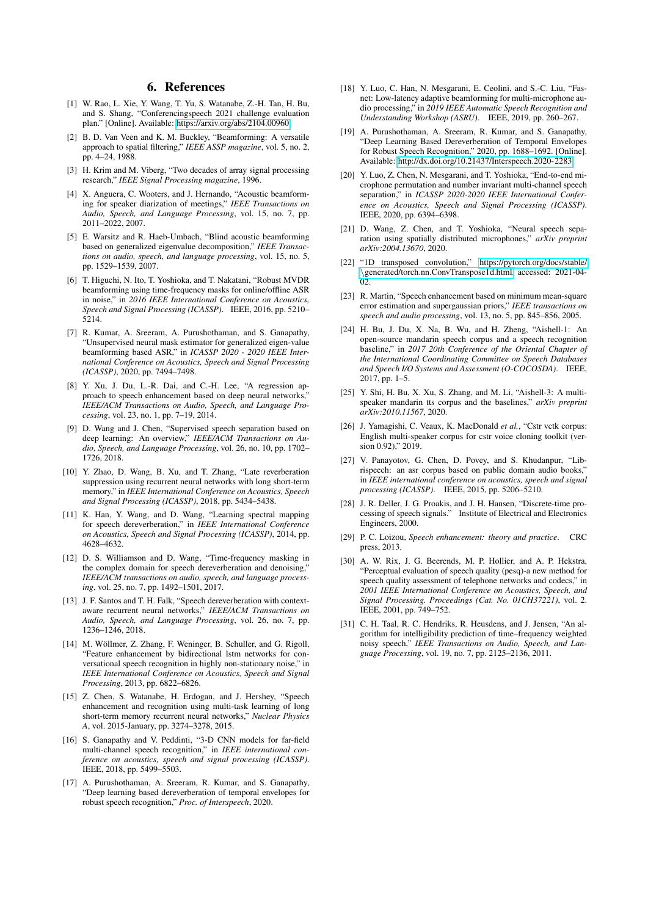## 6. References

[1] W. Rao, L. Xie, Y. Wang, T. Yu, S. Watanabe, Z.-H. Tan, H. Bu, and S. Shang, "Conferencingspeech 2021 challenge evaluation plan." [Online]. Available: https://arxiv.org/abs/2104.00960

[2] B. D. Van Veen and K. M. Buckley, "Beamforming: A versatile approach to spatial filtering," *IEEE ASSP magazine*, vol. 5, no. 2, pp. 4–24, 1988.

[3] H. Krim and M. Viberg, "Two decades of array signal processing research," *IEEE Signal Processing magazine*, 1996.

[4] X. Anguera, C. Wooters, and J. Hernando, "Acoustic beamforming for speaker diarization of meetings," *IEEE Transactions on Audio, Speech, and Language Processing*, vol. 15, no. 7, pp. 2011–2022, 2007.

[5] E. Warsitz and R. Haeb-Umbach, "Blind acoustic beamforming based on generalized eigenvalue decomposition," *IEEE Transactions on audio, speech, and language processing*, vol. 15, no. 5, pp. 1529–1539, 2007.

[6] T. Higuchi, N. Ito, T. Yoshioka, and T. Nakatani, "Robust MVDR beamforming using time-frequency masks for online/offline ASR in noise," in *2016 IEEE International Conference on Acoustics, Speech and Signal Processing (ICASSP)*. IEEE, 2016, pp. 5210–5214.

[7] R. Kumar, A. Sreeram, A. Purushothaman, and S. Ganapathy, "Unsupervised neural mask estimator for generalized eigen-value beamforming based ASR," in *ICASSP 2020 - 2020 IEEE International Conference on Acoustics, Speech and Signal Processing (ICASSP)*, 2020, pp. 7494–7498.

[8] Y. Xu, J. Du, L.-R. Dai, and C.-H. Lee, "A regression approach to speech enhancement based on deep neural networks," *IEEE/ACM Transactions on Audio, Speech, and Language Processing*, vol. 23, no. 1, pp. 7–19, 2014.

[9] D. Wang and J. Chen, "Supervised speech separation based on deep learning: An overview," *IEEE/ACM Transactions on Audio, Speech, and Language Processing*, vol. 26, no. 10, pp. 1702–1726, 2018.

[10] Y. Zhao, D. Wang, B. Xu, and T. Zhang, "Late reverberation suppression using recurrent neural networks with long short-term memory," in *IEEE International Conference on Acoustics, Speech and Signal Processing (ICASSP)*, 2018, pp. 5434–5438.

[11] K. Han, Y. Wang, and D. Wang, "Learning spectral mapping for speech dereverberation," in *IEEE International Conference on Acoustics, Speech and Signal Processing (ICASSP)*, 2014, pp. 4628–4632.

[12] D. S. Williamson and D. Wang, "Time-frequency masking in the complex domain for speech dereverberation and denoising," *IEEE/ACM transactions on audio, speech, and language processing*, vol. 25, no. 7, pp. 1492–1501, 2017.

[13] J. F. Santos and T. H. Falk, "Speech dereverberation with context-aware recurrent neural networks," *IEEE/ACM Transactions on Audio, Speech, and Language Processing*, vol. 26, no. 7, pp. 1236–1246, 2018.

[14] M. Wöllmer, Z. Zhang, F. Weninger, B. Schuller, and G. Rigoll, "Feature enhancement by bidirectional lstm networks for conversational speech recognition in highly non-stationary noise," in *IEEE International Conference on Acoustics, Speech and Signal Processing*, 2013, pp. 6822–6826.

[15] Z. Chen, S. Watanabe, H. Erdogan, and J. Hershey, "Speech enhancement and recognition using multi-task learning of long short-term memory recurrent neural networks," *Nuclear Physics A*, vol. 2015-January, pp. 3274–3278, 2015.

[16] S. Ganapathy and V. Peddinti, "3-D CNN models for far-field multi-channel speech recognition," in *IEEE international conference on acoustics, speech and signal processing (ICASSP)*. IEEE, 2018, pp. 5499–5503.

[17] A. Purushothaman, A. Sreeram, R. Kumar, and S. Ganapathy, "Deep learning based dereverberation of temporal envelopes for robust speech recognition," *Proc. of Interspeech*, 2020.

[18] Y. Luo, C. Han, N. Mesgarani, E. Ceolini, and S.-C. Liu, "Fasnet: Low-latency adaptive beamforming for multi-microphone audio processing," in *2019 IEEE Automatic Speech Recognition and Understanding Workshop (ASRU)*. IEEE, 2019, pp. 260–267.

[19] A. Purushothaman, A. Sreeram, R. Kumar, and S. Ganapathy, "Deep Learning Based Dereverberation of Temporal Envelopes for Robust Speech Recognition," 2020, pp. 1688–1692. [Online]. Available: http://dx.doi.org/10.21437/Interspeech.2020-2283

[20] Y. Luo, Z. Chen, N. Mesgarani, and T. Yoshioka, "End-to-end microphone permutation and number invariant multi-channel speech separation," in *ICASSP 2020-2020 IEEE International Conference on Acoustics, Speech and Signal Processing (ICASSP)*. IEEE, 2020, pp. 6394–6398.

[21] D. Wang, Z. Chen, and T. Yoshioka, "Neural speech separation using spatially distributed microphones," *arXiv preprint arXiv:2004.13670*, 2020.

[22] "1D transposed convolution," https://pytorch.org/docs/stable/\generated/torch.nn.ConvTranspose1d.html, accessed: 2021-04-02.

[23] R. Martin, "Speech enhancement based on minimum mean-square error estimation and supergaussian priors," *IEEE transactions on speech and audio processing*, vol. 13, no. 5, pp. 845–856, 2005.

[24] H. Bu, J. Du, X. Na, B. Wu, and H. Zheng, "Aishell-1: An open-source mandarin speech corpus and a speech recognition baseline," in *2017 20th Conference of the Oriental Chapter of the International Coordinating Committee on Speech Databases and Speech I/O Systems and Assessment (O-COCOSDA)*. IEEE, 2017, pp. 1–5.

[25] Y. Shi, H. Bu, X. Xu, S. Zhang, and M. Li, "Aishell-3: A multi-speaker mandarin tts corpus and the baselines," *arXiv preprint arXiv:2010.11567*, 2020.

[26] J. Yamagishi, C. Veaux, K. MacDonald *et al.*, "Cstr vctk corpus: English multi-speaker corpus for cstr voice cloning toolkit (version 0.92)," 2019.

[27] V. Panayotov, G. Chen, D. Povey, and S. Khudanpur, "Librispeech: an asr corpus based on public domain audio books," in *IEEE international conference on acoustics, speech and signal processing (ICASSP)*. IEEE, 2015, pp. 5206–5210.

[28] J. R. Deller, J. G. Proakis, and J. H. Hansen, "Discrete-time processing of speech signals." Institute of Electrical and Electronics Engineers, 2000.

[29] P. C. Loizou, *Speech enhancement: theory and practice*. CRC press, 2013.

[30] A. W. Rix, J. G. Beerends, M. P. Hollier, and A. P. Hekstra, "Perceptual evaluation of speech quality (pesq)-a new method for speech quality assessment of telephone networks and codecs," in *2001 IEEE International Conference on Acoustics, Speech, and Signal Processing. Proceedings (Cat. No. 01CH37221)*, vol. 2. IEEE, 2001, pp. 749–752.

[31] C. H. Taal, R. C. Hendriks, R. Heusdens, and J. Jensen, "An algorithm for intelligibility prediction of time–frequency weighted noisy speech," *IEEE Transactions on Audio, Speech, and Language Processing*, vol. 19, no. 7, pp. 2125–2136, 2011.